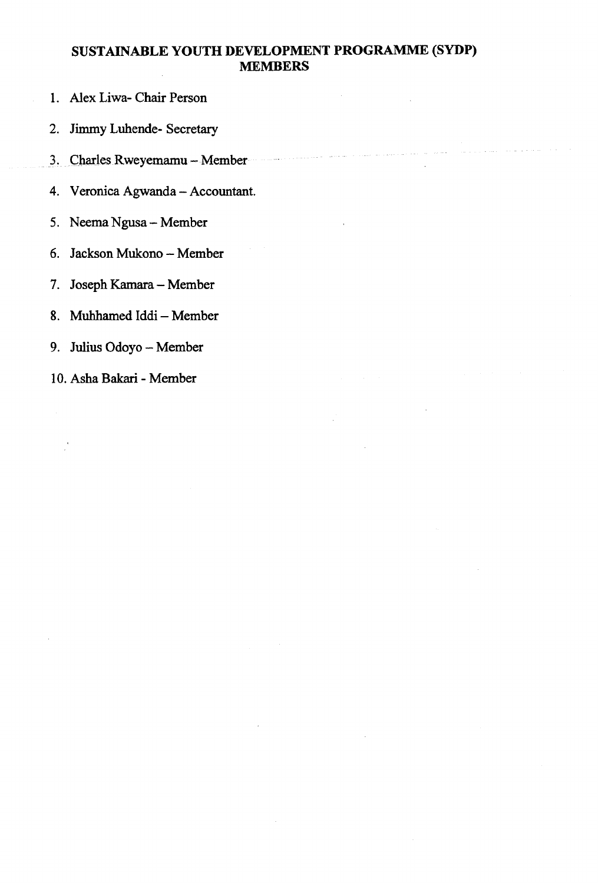# SUSTAINABLE YOUTH DEVELOPMENT PROGRAMME (SYDP) MEMBERS

1. Alex Liwa- Chair Person
2. Jimmy Luhende- Secretary
3. Charles Rweyemamu – Member
4. Veronica Agwanda – Accountant.
5. Neema Ngusa – Member
6. Jackson Mukono – Member
7. Joseph Kamara – Member
8. Muhhamed Iddi – Member
9. Julius Odoyo – Member
10. Asha Bakari - Member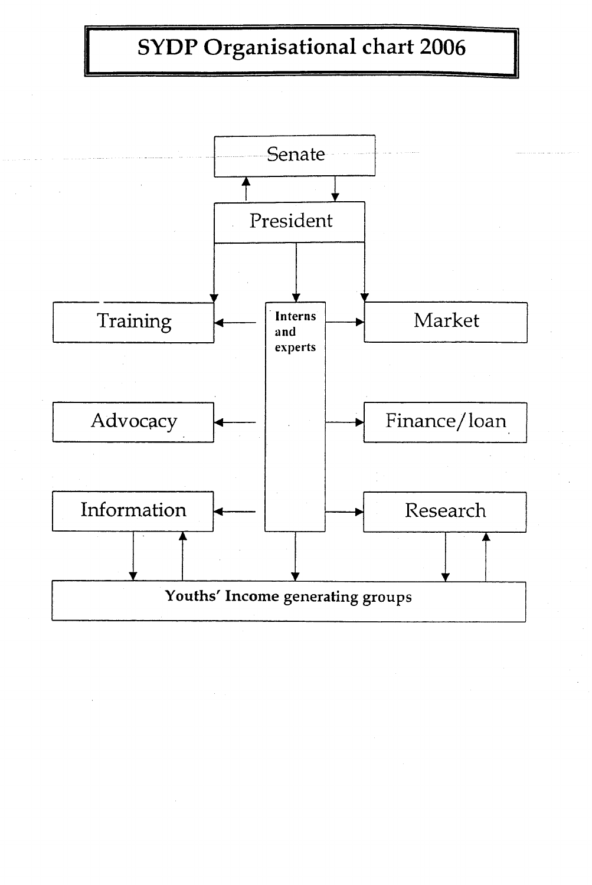# SYDP Organisational chart 2006

Senate

President

Training

Interns and experts

Market

Advocacy

Finance/loan

Information

Research

**Youths' Income generating groups**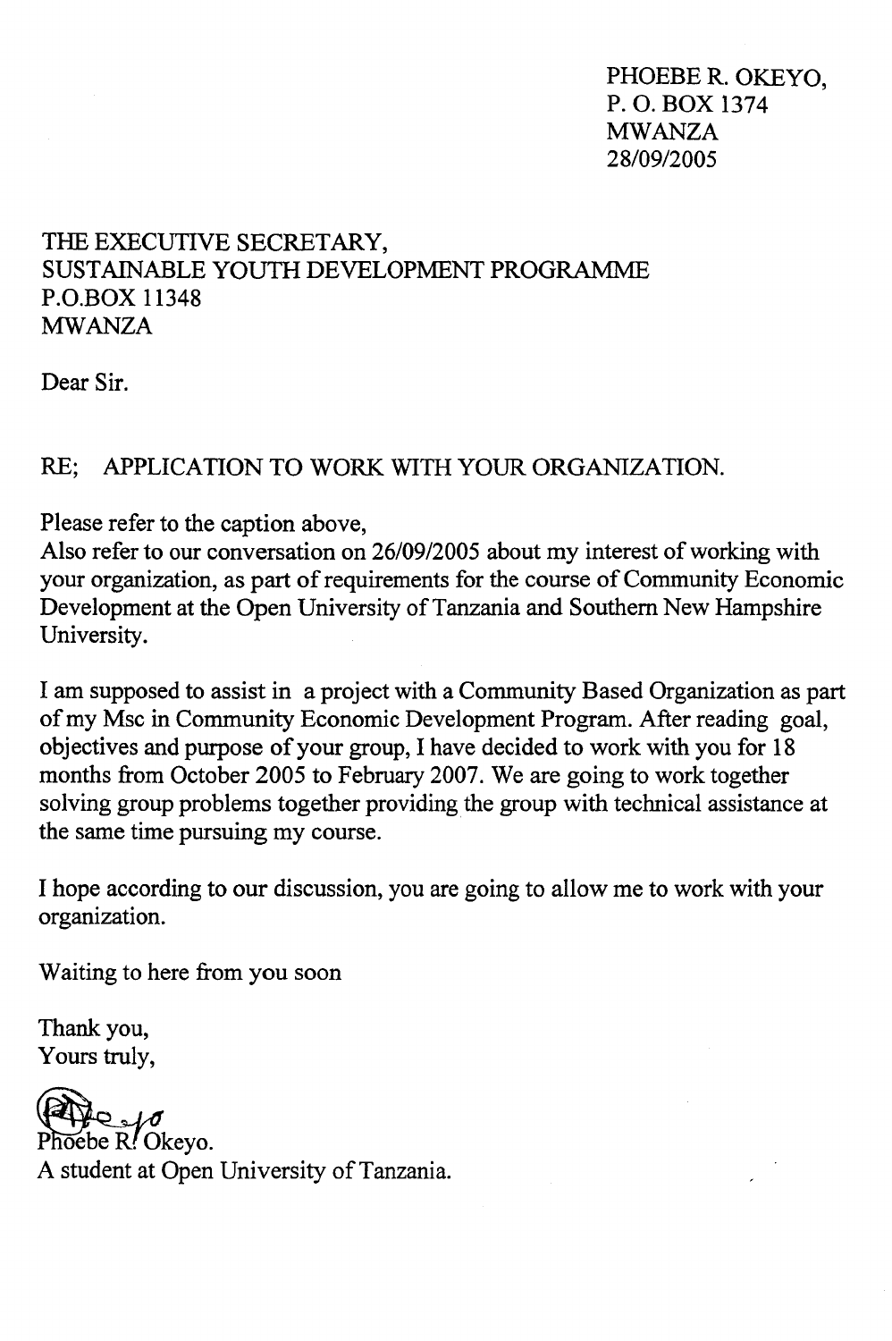PHOEBE R. OKEYO,  
P. O. BOX 1374  
MWANZA  
28/09/2005

THE EXECUTIVE SECRETARY,  
SUSTAINABLE YOUTH DEVELOPMENT PROGRAMME  
P.O.BOX 11348  
MWANZA

Dear Sir.

RE; APPLICATION TO WORK WITH YOUR ORGANIZATION.

Please refer to the caption above,  
Also refer to our conversation on 26/09/2005 about my interest of working with your organization, as part of requirements for the course of Community Economic Development at the Open University of Tanzania and Southern New Hampshire University.

I am supposed to assist in a project with a Community Based Organization as part of my Msc in Community Economic Development Program. After reading goal, objectives and purpose of your group, I have decided to work with you for 18 months from October 2005 to February 2007. We are going to work together solving group problems together providing the group with technical assistance at the same time pursuing my course.

I hope according to our discussion, you are going to allow me to work with your organization.

Waiting to here from you soon

Thank you,  
Yours truly,

Phoebe R. Okeyo.  
A student at Open University of Tanzania.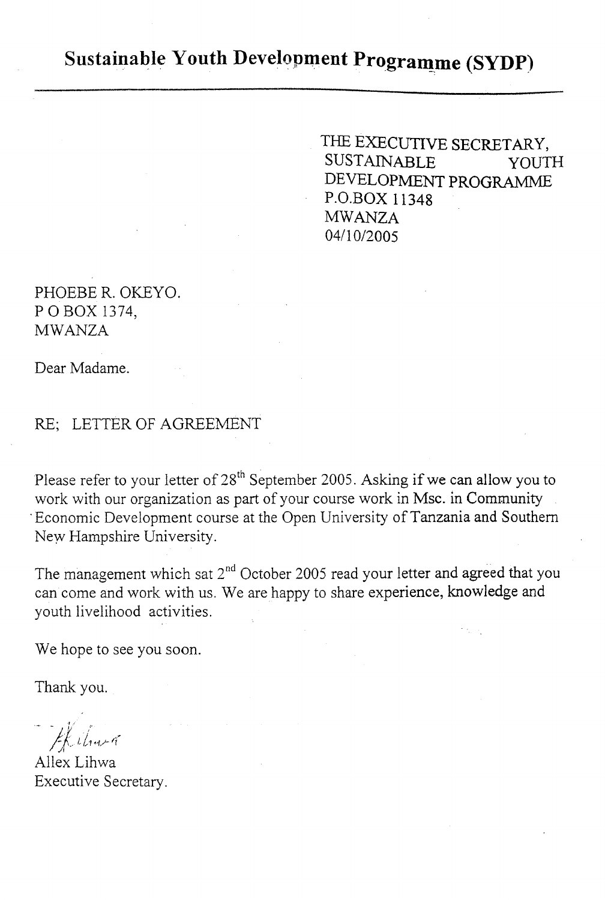# Sustainable Youth Development Programme (SYDP)

THE EXECUTIVE SECRETARY,
SUSTAINABLE YOUTH
DEVELOPMENT PROGRAMME
P.O.BOX 11348
MWANZA
04/10/2005

PHOEBE R. OKEYO.
P O BOX 1374,
MWANZA

Dear Madame.

RE; LETTER OF AGREEMENT

Please refer to your letter of 28th September 2005. Asking if we can allow you to work with our organization as part of your course work in Msc. in Community Economic Development course at the Open University of Tanzania and Southern New Hampshire University.

The management which sat 2nd October 2005 read your letter and agreed that you can come and work with us. We are happy to share experience, knowledge and youth livelihood activities.

We hope to see you soon.

Thank you.

Allex Lihwa
Executive Secretary.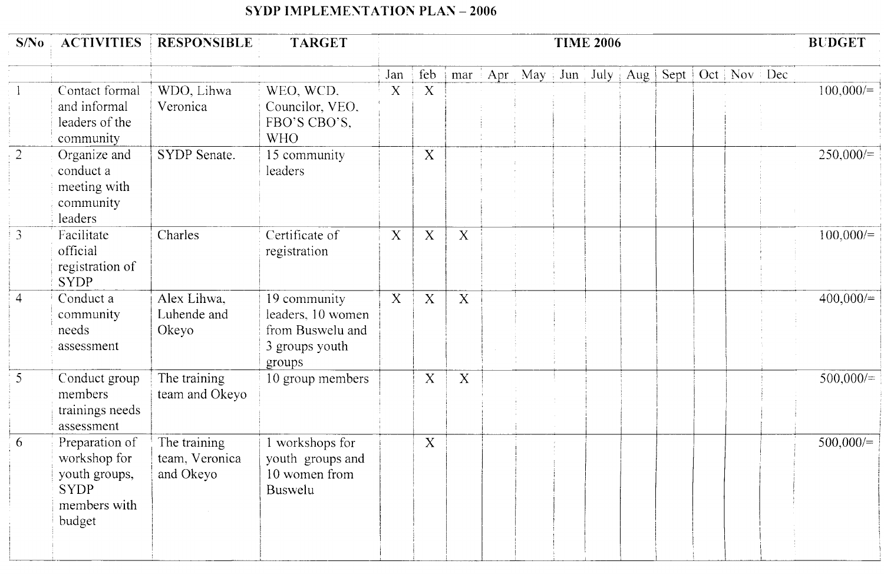# SYDP IMPLEMENTATION PLAN – 2006

| S/No | ACTIVITIES | RESPONSIBLE | TARGET | TIME 2006 | | | | | | | | | | | | BUDGET |
|---|---|---|---|---|---|---|---|---|---|---|---|---|---|---|---|---|
| | | | | Jan | feb | mar | Apr | May | Jun | July | Aug | Sept | Oct | Nov | Dec | |
| 1 | Contact formal and informal leaders of the community | WDO, Lihwa Veronica | WEO, WCD. Councilor, VEO, FBO'S CBO'S, WHO | X | X | | | | | | | | | | | 100,000/= |
| 2 | Organize and conduct a meeting with community leaders | SYDP Senate. | 15 community leaders | | X | | | | | | | | | | | 250,000/= |
| 3 | Facilitate official registration of SYDP | Charles | Certificate of registration | X | X | X | | | | | | | | | | 100,000/= |
| 4 | Conduct a community needs assessment | Alex Lihwa, Luhende and Okeyo | 19 community leaders, 10 women from Buswelu and 3 groups youth groups | X | X | X | | | | | | | | | | 400,000/= |
| 5 | Conduct group members trainings needs assessment | The training team and Okeyo | 10 group members | | X | X | | | | | | | | | | 500,000/= |
| 6 | Preparation of workshop for youth groups, SYDP members with budget | The training team, Veronica and Okeyo | 1 workshops for youth groups and 10 women from Buswelu | | X | | | | | | | | | | | 500,000/= |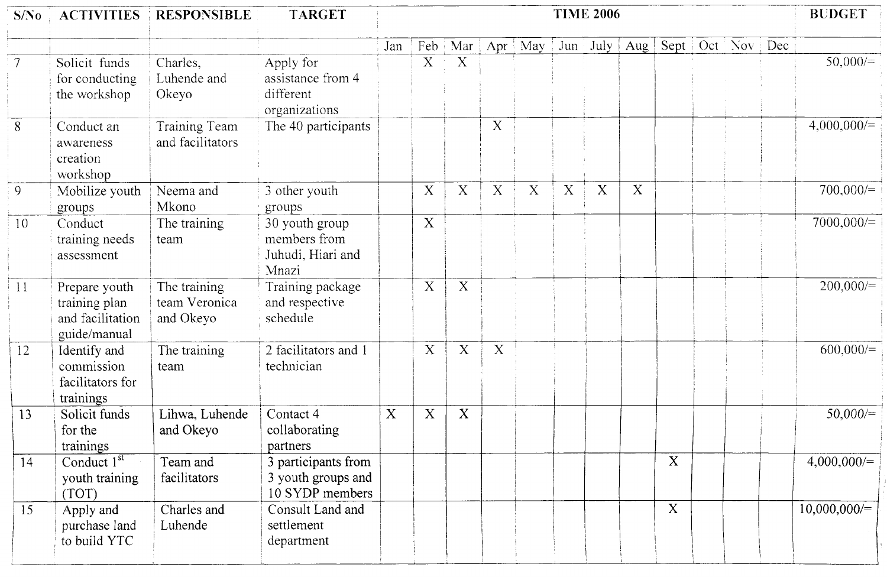| S/No | ACTIVITIES | RESPONSIBLE | TARGET | TIME 2006 | | | | | | | | | | | | BUDGET |
|---|---|---|---|---|---|---|---|---|---|---|---|---|---|---|---|---|
| | | | | Jan | Feb | Mar | Apr | May | Jun | July | Aug | Sept | Oct | Nov | Dec | |
| 7 | Solicit funds for conducting the workshop | Charles, Luhende and Okeyo | Apply for assistance from 4 different organizations | | X | X | | | | | | | | | | 50,000/= |
| 8 | Conduct an awareness creation workshop | Training Team and facilitators | The 40 participants | | | | X | | | | | | | | | 4,000,000/= |
| 9 | Mobilize youth groups | Neema and Mkono | 3 other youth groups | | X | X | X | X | X | X | X | | | | | 700,000/= |
| 10 | Conduct training needs assessment | The training team | 30 youth group members from Juhudi, Hiari and Mnazi | | X | | | | | | | | | | | 7000,000/= |
| 11 | Prepare youth training plan and facilitation guide/manual | The training team Veronica and Okeyo | Training package and respective schedule | | X | X | | | | | | | | | | 200,000/= |
| 12 | Identify and commission facilitators for trainings | The training team | 2 facilitators and 1 technician | | X | X | X | | | | | | | | | 600,000/= |
| 13 | Solicit funds for the trainings | Lihwa, Luhende and Okeyo | Contact 4 collaborating partners | X | X | X | | | | | | | | | | 50,000/= |
| 14 | Conduct 1st youth training (TOT) | Team and facilitators | 3 participants from 3 youth groups and 10 SYDP members | | | | | | | | | X | | | | 4,000,000/= |
| 15 | Apply and purchase land to build YTC | Charles and Luhende | Consult Land and settlement department | | | | | | | | | X | | | | 10,000,000/= |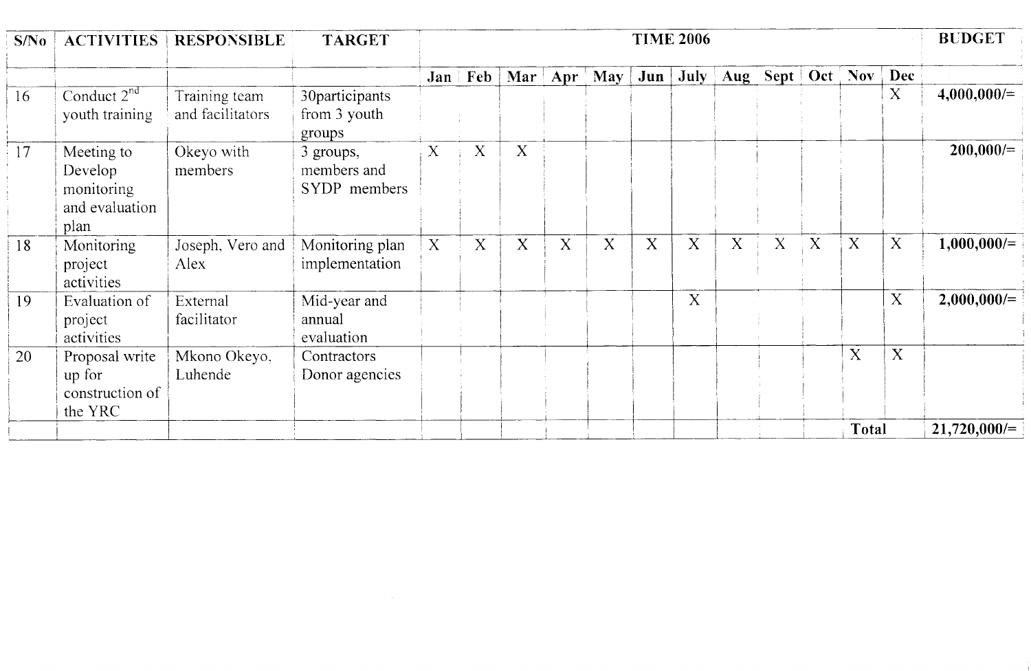| S/No | ACTIVITIES | RESPONSIBLE | TARGET | TIME 2006 | | | | | | | | | | | | BUDGET |
|---|---|---|---|---|---|---|---|---|---|---|---|---|---|---|---|---|
| | | | | Jan | Feb | Mar | Apr | May | Jun | July | Aug | Sept | Oct | Nov | Dec | |
| 16 | Conduct 2nd youth training | Training team and facilitators | 30participants from 3 youth groups | | | | | | | | | | | | X | 4,000,000/= |
| 17 | Meeting to Develop monitoring and evaluation plan | Okeyo with members | 3 groups, members and SYDP members | X | X | X | | | | | | | | | | 200,000/= |
| 18 | Monitoring project activities | Joseph, Vero and Alex | Monitoring plan implementation | X | X | X | X | X | X | X | X | X | X | X | X | 1,000,000/= |
| 19 | Evaluation of project activities | External facilitator | Mid-year and annual evaluation | | | | | | | X | | | | | X | 2,000,000/= |
| 20 | Proposal write up for construction of the YRC | Mkono Okeyo, Luhende | Contractors Donor agencies | | | | | | | | | | | X | X | |
| | | | | | | | | | | | | | | Total | | 21,720,000/= |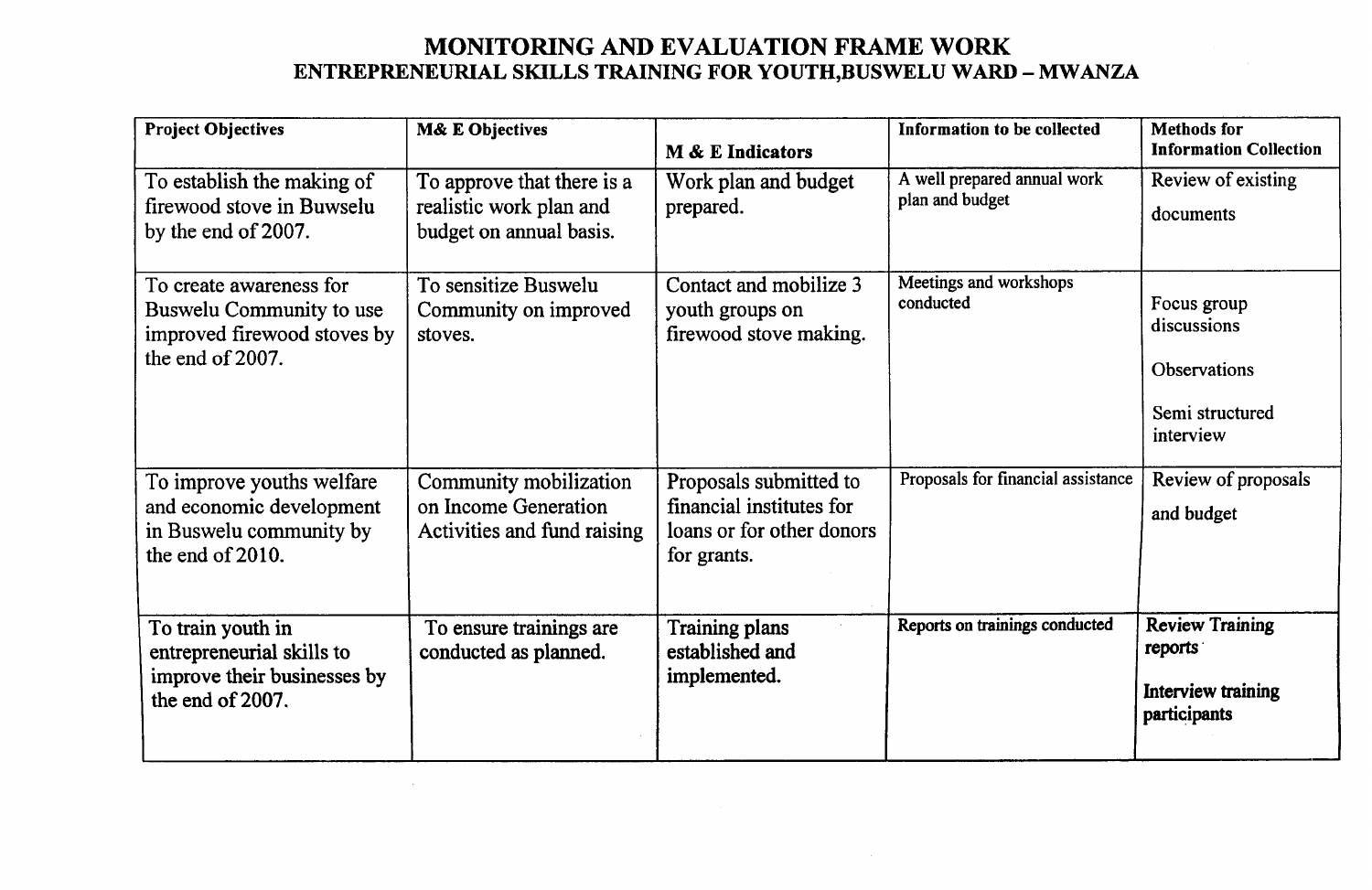# MONITORING AND EVALUATION FRAME WORK
## ENTREPRENEURIAL SKILLS TRAINING FOR YOUTH,BUSWELU WARD – MWANZA

| **Project Objectives** | **M& E Objectives** | **M & E Indicators** | **Information to be collected** | **Methods for Information Collection** |
|---|---|---|---|---|
| To establish the making of firewood stove in Buwselu by the end of 2007. | To approve that there is a realistic work plan and budget on annual basis. | Work plan and budget prepared. | A well prepared annual work plan and budget | Review of existing documents |
| To create awareness for Buswelu Community to use improved firewood stoves by the end of 2007. | To sensitize Buswelu Community on improved stoves. | Contact and mobilize 3 youth groups on firewood stove making. | Meetings and workshops conducted | Focus group discussions<br><br>Observations<br><br>Semi structured interview |
| To improve youths welfare and economic development in Buswelu community by the end of 2010. | Community mobilization on Income Generation Activities and fund raising | Proposals submitted to financial institutes for loans or for other donors for grants. | Proposals for financial assistance | Review of proposals and budget |
| To train youth in entrepreneurial skills to improve their businesses by the end of 2007. | To ensure trainings are conducted as planned. | Training plans established and implemented. | Reports on trainings conducted | **Review Training reports**<br><br>**Interview training participants** |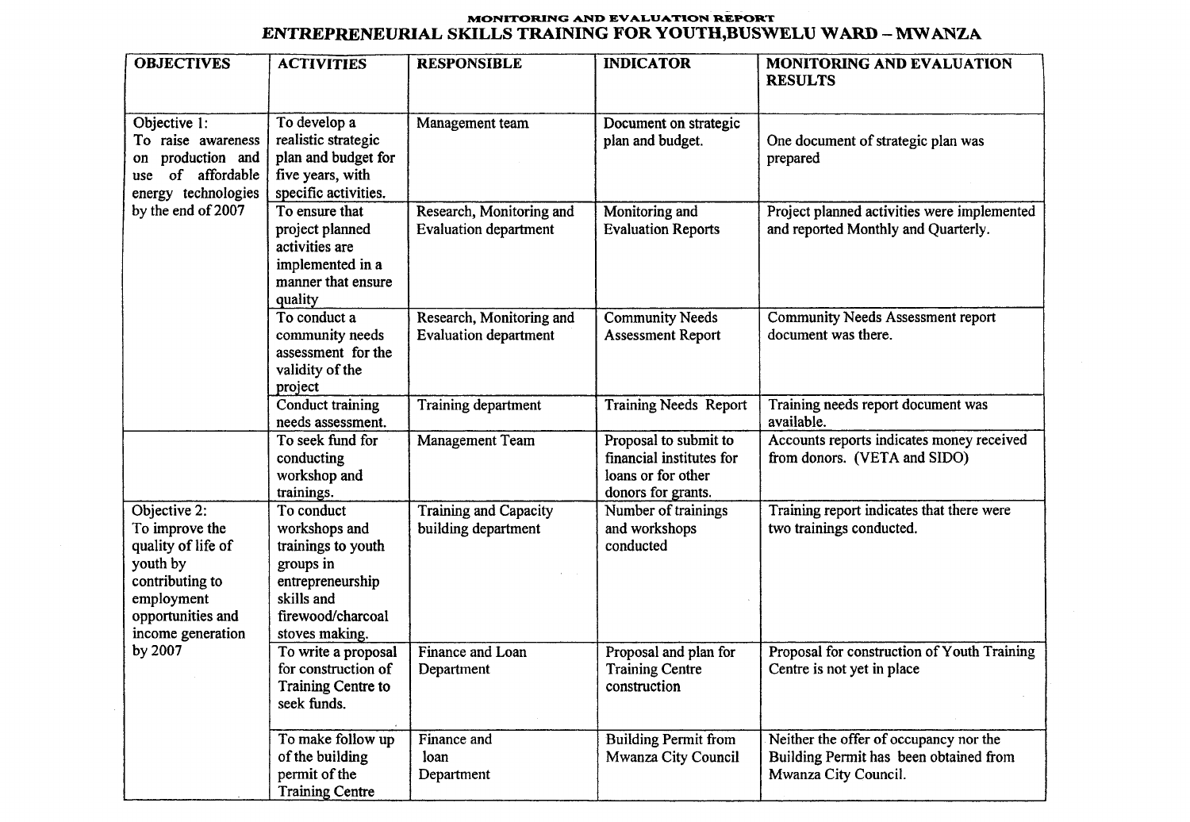**MONITORING AND EVALUATION REPORT**

# ENTREPRENEURIAL SKILLS TRAINING FOR YOUTH,BUSWELU WARD – MWANZA

| OBJECTIVES | ACTIVITIES | RESPONSIBLE | INDICATOR | MONITORING AND EVALUATION RESULTS |
|---|---|---|---|---|
| Objective 1: To raise awareness on production and use of affordable energy technologies by the end of 2007 | To develop a realistic strategic plan and budget for five years, with specific activities. | Management team | Document on strategic plan and budget. | One document of strategic plan was prepared |
| | To ensure that project planned activities are implemented in a manner that ensure quality | Research, Monitoring and Evaluation department | Monitoring and Evaluation Reports | Project planned activities were implemented and reported Monthly and Quarterly. |
| | To conduct a community needs assessment for the validity of the project | Research, Monitoring and Evaluation department | Community Needs Assessment Report | Community Needs Assessment report document was there. |
| | Conduct training needs assessment. | Training department | Training Needs Report | Training needs report document was available. |
| | To seek fund for conducting workshop and trainings. | Management Team | Proposal to submit to financial institutes for loans or for other donors for grants. | Accounts reports indicates money received from donors. (VETA and SIDO) |
| Objective 2: To improve the quality of life of youth by contributing to employment opportunities and income generation by 2007 | To conduct workshops and trainings to youth groups in entrepreneurship skills and firewood/charcoal stoves making. | Training and Capacity building department | Number of trainings and workshops conducted | Training report indicates that there were two trainings conducted. |
| | To write a proposal for construction of Training Centre to seek funds. | Finance and Loan Department | Proposal and plan for Training Centre construction | Proposal for construction of Youth Training Centre is not yet in place |
| | To make follow up of the building permit of the Training Centre | Finance and loan Department | Building Permit from Mwanza City Council | Neither the offer of occupancy nor the Building Permit has been obtained from Mwanza City Council. |